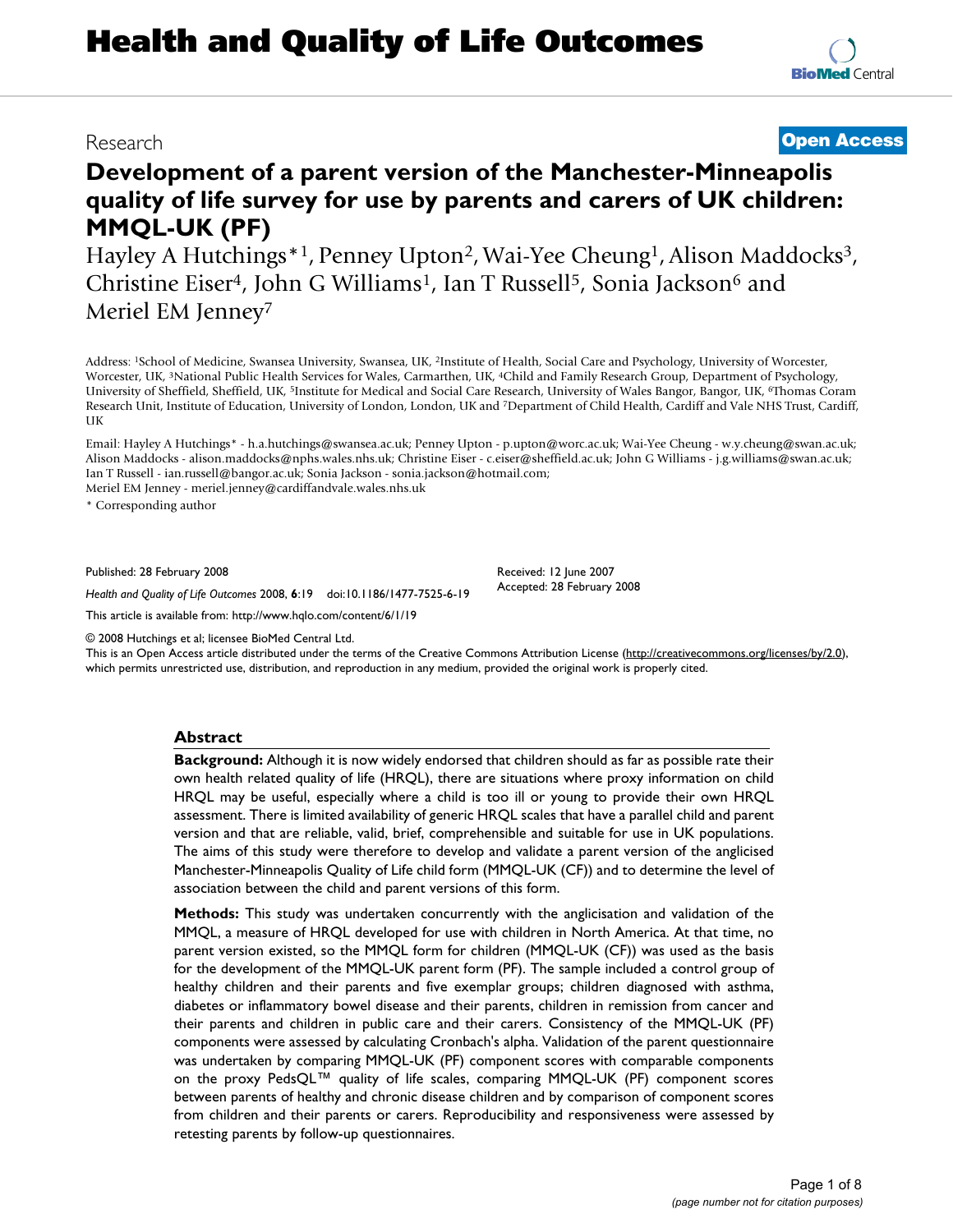# Health and Quality of Life Outcomes

Research

**Open Access**

# Development of a parent version of the Manchester-Minneapolis quality of life survey for use by parents and carers of UK children: MMQL-UK (PF)

Hayley A Hutchings*[1], Penney Upton[2], Wai-Yee Cheung[1], Alison Maddocks[3], Christine Eiser[4], John G Williams[1], Ian T Russell[5], Sonia Jackson[6] and Meriel EM Jenney[7]

Address: [1]School of Medicine, Swansea University, Swansea, UK, [2]Institute of Health, Social Care and Psychology, University of Worcester, Worcester, UK, [3]National Public Health Services for Wales, Carmarthen, UK, [4]Child and Family Research Group, Department of Psychology, University of Sheffield, Sheffield, UK, [5]Institute for Medical and Social Care Research, University of Wales Bangor, Bangor, UK, [6]Thomas Coram Research Unit, Institute of Education, University of London, London, UK and [7]Department of Child Health, Cardiff and Vale NHS Trust, Cardiff, UK

Email: Hayley A Hutchings* - h.a.hutchings@swansea.ac.uk; Penney Upton - p.upton@worc.ac.uk; Wai-Yee Cheung - w.y.cheung@swan.ac.uk; Alison Maddocks - alison.maddocks@nphs.wales.nhs.uk; Christine Eiser - c.eiser@sheffield.ac.uk; John G Williams - j.g.williams@swan.ac.uk; Ian T Russell - ian.russell@bangor.ac.uk; Sonia Jackson - sonia.jackson@hotmail.com; Meriel EM Jenney - meriel.jenney@cardiffandvale.wales.nhs.uk

* Corresponding author

Published: 28 February 2008

*Health and Quality of Life Outcomes* 2008, **6**:19 doi:10.1186/1477-7525-6-19

Received: 12 June 2007
Accepted: 28 February 2008

This article is available from: http://www.hqlo.com/content/6/1/19

© 2008 Hutchings et al; licensee BioMed Central Ltd.
This is an Open Access article distributed under the terms of the Creative Commons Attribution License (http://creativecommons.org/licenses/by/2.0), which permits unrestricted use, distribution, and reproduction in any medium, provided the original work is properly cited.

## Abstract

**Background:** Although it is now widely endorsed that children should as far as possible rate their own health related quality of life (HRQL), there are situations where proxy information on child HRQL may be useful, especially where a child is too ill or young to provide their own HRQL assessment. There is limited availability of generic HRQL scales that have a parallel child and parent version and that are reliable, valid, brief, comprehensible and suitable for use in UK populations. The aims of this study were therefore to develop and validate a parent version of the anglicised Manchester-Minneapolis Quality of Life child form (MMQL-UK (CF)) and to determine the level of association between the child and parent versions of this form.

**Methods:** This study was undertaken concurrently with the anglicisation and validation of the MMQL, a measure of HRQL developed for use with children in North America. At that time, no parent version existed, so the MMQL form for children (MMQL-UK (CF)) was used as the basis for the development of the MMQL-UK parent form (PF). The sample included a control group of healthy children and their parents and five exemplar groups; children diagnosed with asthma, diabetes or inflammatory bowel disease and their parents, children in remission from cancer and their parents and children in public care and their carers. Consistency of the MMQL-UK (PF) components were assessed by calculating Cronbach's alpha. Validation of the parent questionnaire was undertaken by comparing MMQL-UK (PF) component scores with comparable components on the proxy PedsQL™ quality of life scales, comparing MMQL-UK (PF) component scores between parents of healthy and chronic disease children and by comparison of component scores from children and their parents or carers. Reproducibility and responsiveness were assessed by retesting parents by follow-up questionnaires.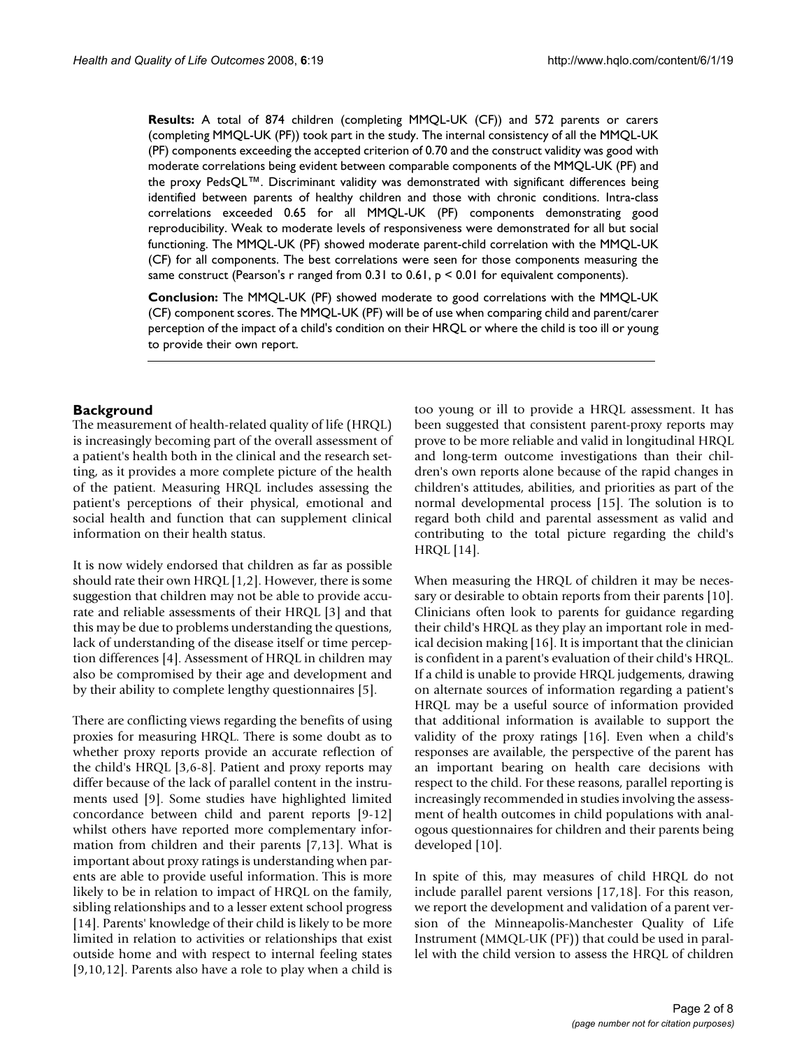**Results:** A total of 874 children (completing MMQL-UK (CF)) and 572 parents or carers (completing MMQL-UK (PF)) took part in the study. The internal consistency of all the MMQL-UK (PF) components exceeding the accepted criterion of 0.70 and the construct validity was good with moderate correlations being evident between comparable components of the MMQL-UK (PF) and the proxy PedsQL™. Discriminant validity was demonstrated with significant differences being identified between parents of healthy children and those with chronic conditions. Intra-class correlations exceeded 0.65 for all MMQL-UK (PF) components demonstrating good reproducibility. Weak to moderate levels of responsiveness were demonstrated for all but social functioning. The MMQL-UK (PF) showed moderate parent-child correlation with the MMQL-UK (CF) for all components. The best correlations were seen for those components measuring the same construct (Pearson's r ranged from 0.31 to 0.61, $p < 0.01$ for equivalent components).

**Conclusion:** The MMQL-UK (PF) showed moderate to good correlations with the MMQL-UK (CF) component scores. The MMQL-UK (PF) will be of use when comparing child and parent/carer perception of the impact of a child's condition on their HRQL or where the child is too ill or young to provide their own report.

## Background

The measurement of health-related quality of life (HRQL) is increasingly becoming part of the overall assessment of a patient's health both in the clinical and the research setting, as it provides a more complete picture of the health of the patient. Measuring HRQL includes assessing the patient's perceptions of their physical, emotional and social health and function that can supplement clinical information on their health status.

It is now widely endorsed that children as far as possible should rate their own HRQL [1,2]. However, there is some suggestion that children may not be able to provide accurate and reliable assessments of their HRQL [3] and that this may be due to problems understanding the questions, lack of understanding of the disease itself or time perception differences [4]. Assessment of HRQL in children may also be compromised by their age and development and by their ability to complete lengthy questionnaires [5].

There are conflicting views regarding the benefits of using proxies for measuring HRQL. There is some doubt as to whether proxy reports provide an accurate reflection of the child's HRQL [3,6-8]. Patient and proxy reports may differ because of the lack of parallel content in the instruments used [9]. Some studies have highlighted limited concordance between child and parent reports [9-12] whilst others have reported more complementary information from children and their parents [7,13]. What is important about proxy ratings is understanding when parents are able to provide useful information. This is more likely to be in relation to impact of HRQL on the family, sibling relationships and to a lesser extent school progress [14]. Parents' knowledge of their child is likely to be more limited in relation to activities or relationships that exist outside home and with respect to internal feeling states [9,10,12]. Parents also have a role to play when a child is too young or ill to provide a HRQL assessment. It has been suggested that consistent parent-proxy reports may prove to be more reliable and valid in longitudinal HRQL and long-term outcome investigations than their children's own reports alone because of the rapid changes in children's attitudes, abilities, and priorities as part of the normal developmental process [15]. The solution is to regard both child and parental assessment as valid and contributing to the total picture regarding the child's HRQL [14].

When measuring the HRQL of children it may be necessary or desirable to obtain reports from their parents [10]. Clinicians often look to parents for guidance regarding their child's HRQL as they play an important role in medical decision making [16]. It is important that the clinician is confident in a parent's evaluation of their child's HRQL. If a child is unable to provide HRQL judgements, drawing on alternate sources of information regarding a patient's HRQL may be a useful source of information provided that additional information is available to support the validity of the proxy ratings [16]. Even when a child's responses are available, the perspective of the parent has an important bearing on health care decisions with respect to the child. For these reasons, parallel reporting is increasingly recommended in studies involving the assessment of health outcomes in child populations with analogous questionnaires for children and their parents being developed [10].

In spite of this, may measures of child HRQL do not include parallel parent versions [17,18]. For this reason, we report the development and validation of a parent version of the Minneapolis-Manchester Quality of Life Instrument (MMQL-UK (PF)) that could be used in parallel with the child version to assess the HRQL of children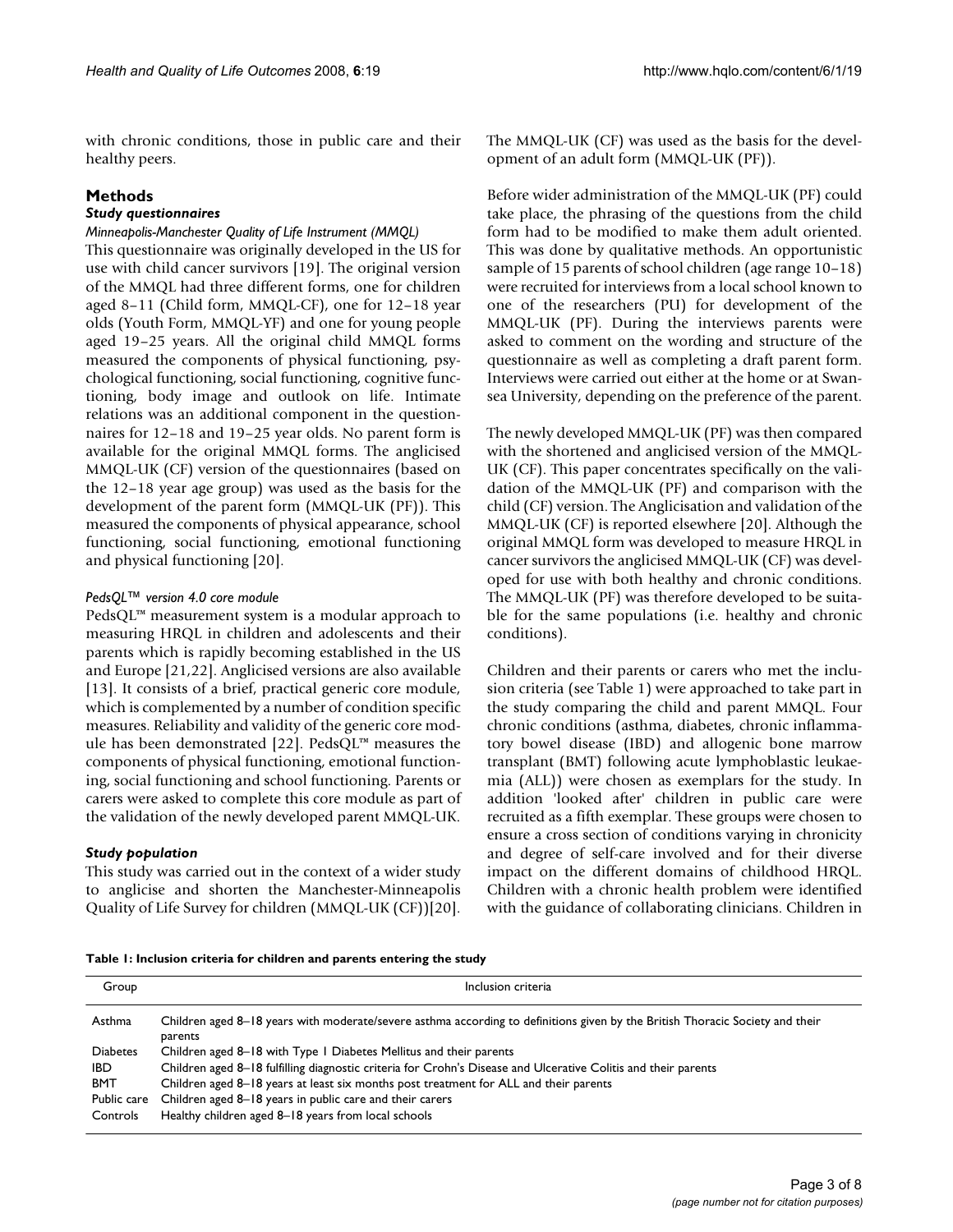with chronic conditions, those in public care and their healthy peers.

## Methods

### *Study questionnaires*

#### *Minneapolis-Manchester Quality of Life Instrument (MMQL)*

This questionnaire was originally developed in the US for use with child cancer survivors [19]. The original version of the MMQL had three different forms, one for children aged 8–11 (Child form, MMQL-CF), one for 12–18 year olds (Youth Form, MMQL-YF) and one for young people aged 19–25 years. All the original child MMQL forms measured the components of physical functioning, psychological functioning, social functioning, cognitive functioning, body image and outlook on life. Intimate relations was an additional component in the questionnaires for 12–18 and 19–25 year olds. No parent form is available for the original MMQL forms. The anglicised MMQL-UK (CF) version of the questionnaires (based on the 12–18 year age group) was used as the basis for the development of the parent form (MMQL-UK (PF)). This measured the components of physical appearance, school functioning, social functioning, emotional functioning and physical functioning [20].

#### *PedsQL™ version 4.0 core module*

PedsQL™ measurement system is a modular approach to measuring HRQL in children and adolescents and their parents which is rapidly becoming established in the US and Europe [21,22]. Anglicised versions are also available [13]. It consists of a brief, practical generic core module, which is complemented by a number of condition specific measures. Reliability and validity of the generic core module has been demonstrated [22]. PedsQL™ measures the components of physical functioning, emotional functioning, social functioning and school functioning. Parents or carers were asked to complete this core module as part of the validation of the newly developed parent MMQL-UK.

### *Study population*

This study was carried out in the context of a wider study to anglicise and shorten the Manchester-Minneapolis Quality of Life Survey for children (MMQL-UK (CF))[20]. The MMQL-UK (CF) was used as the basis for the development of an adult form (MMQL-UK (PF)).

Before wider administration of the MMQL-UK (PF) could take place, the phrasing of the questions from the child form had to be modified to make them adult oriented. This was done by qualitative methods. An opportunistic sample of 15 parents of school children (age range 10–18) were recruited for interviews from a local school known to one of the researchers (PU) for development of the MMQL-UK (PF). During the interviews parents were asked to comment on the wording and structure of the questionnaire as well as completing a draft parent form. Interviews were carried out either at the home or at Swansea University, depending on the preference of the parent.

The newly developed MMQL-UK (PF) was then compared with the shortened and anglicised version of the MMQL-UK (CF). This paper concentrates specifically on the validation of the MMQL-UK (PF) and comparison with the child (CF) version. The Anglicisation and validation of the MMQL-UK (CF) is reported elsewhere [20]. Although the original MMQL form was developed to measure HRQL in cancer survivors the anglicised MMQL-UK (CF) was developed for use with both healthy and chronic conditions. The MMQL-UK (PF) was therefore developed to be suitable for the same populations (i.e. healthy and chronic conditions).

Children and their parents or carers who met the inclusion criteria (see Table 1) were approached to take part in the study comparing the child and parent MMQL. Four chronic conditions (asthma, diabetes, chronic inflammatory bowel disease (IBD) and allogenic bone marrow transplant (BMT) following acute lymphoblastic leukaemia (ALL)) were chosen as exemplars for the study. In addition 'looked after' children in public care were recruited as a fifth exemplar. These groups were chosen to ensure a cross section of conditions varying in chronicity and degree of self-care involved and for their diverse impact on the different domains of childhood HRQL. Children with a chronic health problem were identified with the guidance of collaborating clinicians. Children in

**Table 1: Inclusion criteria for children and parents entering the study**

| Group | Inclusion criteria |
|---|---|
| Asthma | Children aged 8–18 years with moderate/severe asthma according to definitions given by the British Thoracic Society and their parents |
| Diabetes | Children aged 8–18 with Type 1 Diabetes Mellitus and their parents |
| IBD | Children aged 8–18 fulfilling diagnostic criteria for Crohn's Disease and Ulcerative Colitis and their parents |
| BMT | Children aged 8–18 years at least six months post treatment for ALL and their parents |
| Public care | Children aged 8–18 years in public care and their carers |
| Controls | Healthy children aged 8–18 years from local schools |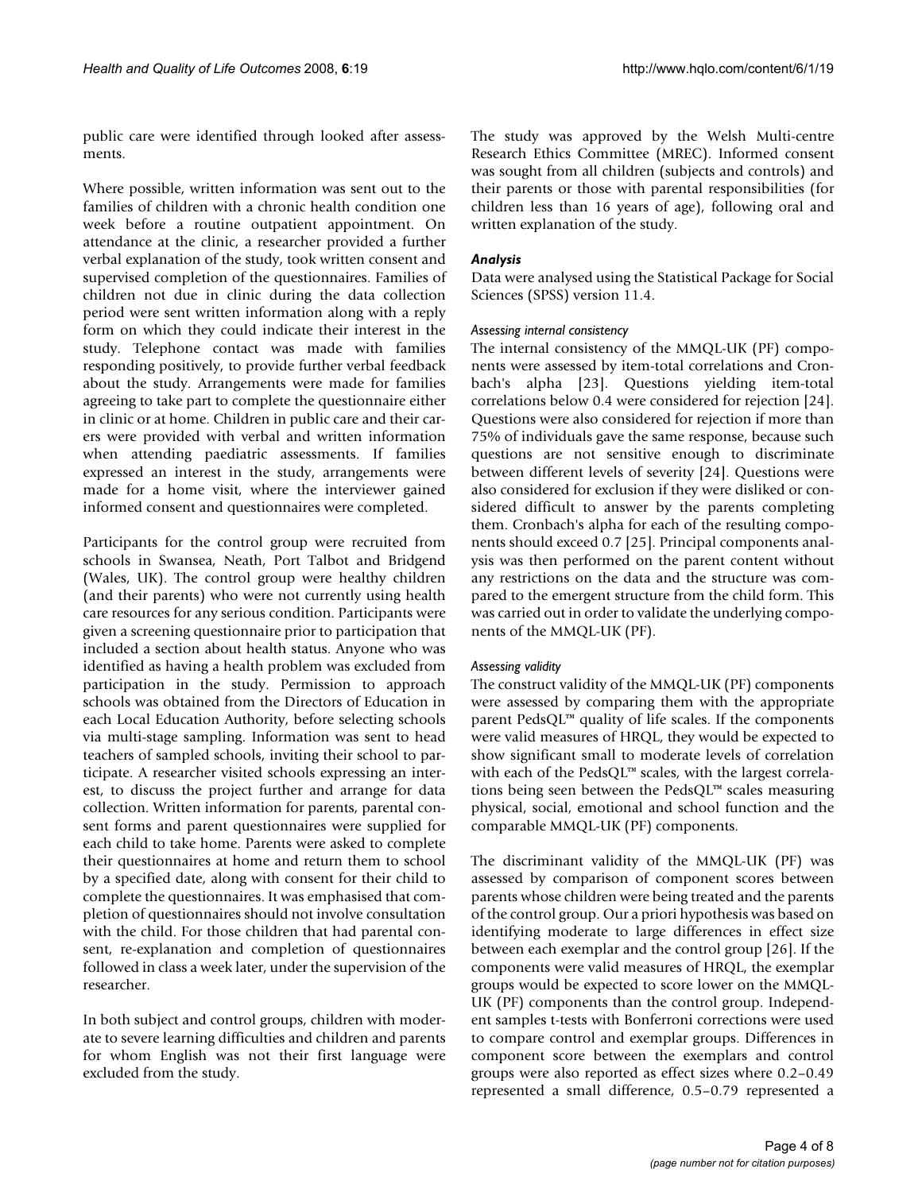public care were identified through looked after assessments.

Where possible, written information was sent out to the families of children with a chronic health condition one week before a routine outpatient appointment. On attendance at the clinic, a researcher provided a further verbal explanation of the study, took written consent and supervised completion of the questionnaires. Families of children not due in clinic during the data collection period were sent written information along with a reply form on which they could indicate their interest in the study. Telephone contact was made with families responding positively, to provide further verbal feedback about the study. Arrangements were made for families agreeing to take part to complete the questionnaire either in clinic or at home. Children in public care and their carers were provided with verbal and written information when attending paediatric assessments. If families expressed an interest in the study, arrangements were made for a home visit, where the interviewer gained informed consent and questionnaires were completed.

Participants for the control group were recruited from schools in Swansea, Neath, Port Talbot and Bridgend (Wales, UK). The control group were healthy children (and their parents) who were not currently using health care resources for any serious condition. Participants were given a screening questionnaire prior to participation that included a section about health status. Anyone who was identified as having a health problem was excluded from participation in the study. Permission to approach schools was obtained from the Directors of Education in each Local Education Authority, before selecting schools via multi-stage sampling. Information was sent to head teachers of sampled schools, inviting their school to participate. A researcher visited schools expressing an interest, to discuss the project further and arrange for data collection. Written information for parents, parental consent forms and parent questionnaires were supplied for each child to take home. Parents were asked to complete their questionnaires at home and return them to school by a specified date, along with consent for their child to complete the questionnaires. It was emphasised that completion of questionnaires should not involve consultation with the child. For those children that had parental consent, re-explanation and completion of questionnaires followed in class a week later, under the supervision of the researcher.

In both subject and control groups, children with moderate to severe learning difficulties and children and parents for whom English was not their first language were excluded from the study.

The study was approved by the Welsh Multi-centre Research Ethics Committee (MREC). Informed consent was sought from all children (subjects and controls) and their parents or those with parental responsibilities (for children less than 16 years of age), following oral and written explanation of the study.

### *Analysis*

Data were analysed using the Statistical Package for Social Sciences (SPSS) version 11.4.

#### *Assessing internal consistency*

The internal consistency of the MMQL-UK (PF) components were assessed by item-total correlations and Cronbach's alpha [23]. Questions yielding item-total correlations below 0.4 were considered for rejection [24]. Questions were also considered for rejection if more than 75% of individuals gave the same response, because such questions are not sensitive enough to discriminate between different levels of severity [24]. Questions were also considered for exclusion if they were disliked or considered difficult to answer by the parents completing them. Cronbach's alpha for each of the resulting components should exceed 0.7 [25]. Principal components analysis was then performed on the parent content without any restrictions on the data and the structure was compared to the emergent structure from the child form. This was carried out in order to validate the underlying components of the MMQL-UK (PF).

#### *Assessing validity*

The construct validity of the MMQL-UK (PF) components were assessed by comparing them with the appropriate parent PedsQL™ quality of life scales. If the components were valid measures of HRQL, they would be expected to show significant small to moderate levels of correlation with each of the PedsQL™ scales, with the largest correlations being seen between the PedsQL™ scales measuring physical, social, emotional and school function and the comparable MMQL-UK (PF) components.

The discriminant validity of the MMQL-UK (PF) was assessed by comparison of component scores between parents whose children were being treated and the parents of the control group. Our a priori hypothesis was based on identifying moderate to large differences in effect size between each exemplar and the control group [26]. If the components were valid measures of HRQL, the exemplar groups would be expected to score lower on the MMQL-UK (PF) components than the control group. Independent samples t-tests with Bonferroni corrections were used to compare control and exemplar groups. Differences in component score between the exemplars and control groups were also reported as effect sizes where 0.2–0.49 represented a small difference, 0.5–0.79 represented a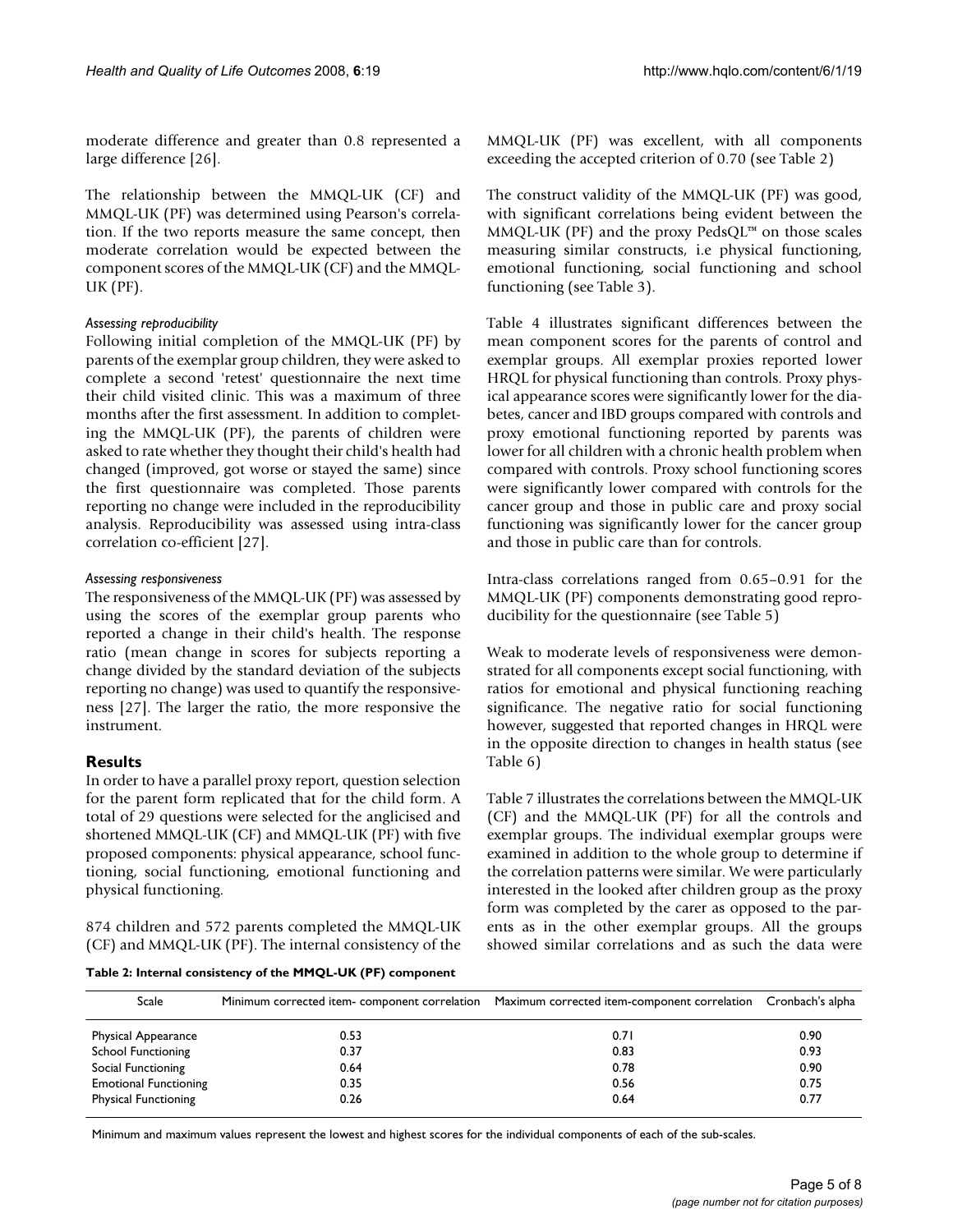moderate difference and greater than 0.8 represented a large difference [26].

The relationship between the MMQL-UK (CF) and MMQL-UK (PF) was determined using Pearson's correlation. If the two reports measure the same concept, then moderate correlation would be expected between the component scores of the MMQL-UK (CF) and the MMQL-UK (PF).

#### *Assessing reproducibility*

Following initial completion of the MMQL-UK (PF) by parents of the exemplar group children, they were asked to complete a second 'retest' questionnaire the next time their child visited clinic. This was a maximum of three months after the first assessment. In addition to completing the MMQL-UK (PF), the parents of children were asked to rate whether they thought their child's health had changed (improved, got worse or stayed the same) since the first questionnaire was completed. Those parents reporting no change were included in the reproducibility analysis. Reproducibility was assessed using intra-class correlation co-efficient [27].

#### *Assessing responsiveness*

The responsiveness of the MMQL-UK (PF) was assessed by using the scores of the exemplar group parents who reported a change in their child's health. The response ratio (mean change in scores for subjects reporting a change divided by the standard deviation of the subjects reporting no change) was used to quantify the responsiveness [27]. The larger the ratio, the more responsive the instrument.

## Results

In order to have a parallel proxy report, question selection for the parent form replicated that for the child form. A total of 29 questions were selected for the anglicised and shortened MMQL-UK (CF) and MMQL-UK (PF) with five proposed components: physical appearance, school functioning, social functioning, emotional functioning and physical functioning.

874 children and 572 parents completed the MMQL-UK (CF) and MMQL-UK (PF). The internal consistency of the MMQL-UK (PF) was excellent, with all components exceeding the accepted criterion of 0.70 (see Table 2)

The construct validity of the MMQL-UK (PF) was good, with significant correlations being evident between the MMQL-UK (PF) and the proxy PedsQL™ on those scales measuring similar constructs, i.e physical functioning, emotional functioning, social functioning and school functioning (see Table 3).

Table 4 illustrates significant differences between the mean component scores for the parents of control and exemplar groups. All exemplar proxies reported lower HRQL for physical functioning than controls. Proxy physical appearance scores were significantly lower for the diabetes, cancer and IBD groups compared with controls and proxy emotional functioning reported by parents was lower for all children with a chronic health problem when compared with controls. Proxy school functioning scores were significantly lower compared with controls for the cancer group and those in public care and proxy social functioning was significantly lower for the cancer group and those in public care than for controls.

Intra-class correlations ranged from 0.65–0.91 for the MMQL-UK (PF) components demonstrating good reproducibility for the questionnaire (see Table 5)

Weak to moderate levels of responsiveness were demonstrated for all components except social functioning, with ratios for emotional and physical functioning reaching significance. The negative ratio for social functioning however, suggested that reported changes in HRQL were in the opposite direction to changes in health status (see Table 6)

Table 7 illustrates the correlations between the MMQL-UK (CF) and the MMQL-UK (PF) for all the controls and exemplar groups. The individual exemplar groups were examined in addition to the whole group to determine if the correlation patterns were similar. We were particularly interested in the looked after children group as the proxy form was completed by the carer as opposed to the parents as in the other exemplar groups. All the groups showed similar correlations and as such the data were

**Table 2: Internal consistency of the MMQL-UK (PF) component**

| Scale | Minimum corrected item- component correlation | Maximum corrected item-component correlation | Cronbach's alpha |
|---|---|---|---|
| Physical Appearance | 0.53 | 0.71 | 0.90 |
| School Functioning | 0.37 | 0.83 | 0.93 |
| Social Functioning | 0.64 | 0.78 | 0.90 |
| Emotional Functioning | 0.35 | 0.56 | 0.75 |
| Physical Functioning | 0.26 | 0.64 | 0.77 |

Minimum and maximum values represent the lowest and highest scores for the individual components of each of the sub-scales.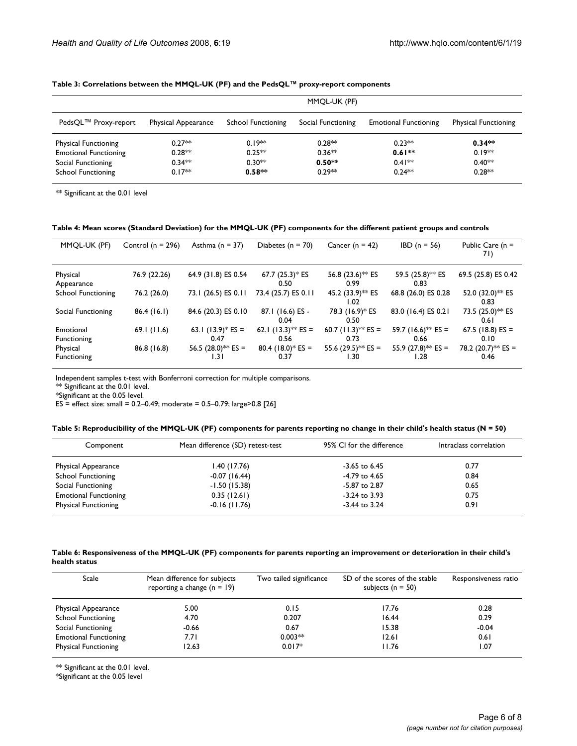**Table 3: Correlations between the MMQL-UK (PF) and the PedsQL™ proxy-report components**

| | MMQL-UK (PF) | | | | |
|---|---|---|---|---|---|
| PedsQL™ Proxy-report | Physical Appearance | School Functioning | Social Functioning | Emotional Functioning | Physical Functioning |
| Physical Functioning | 0.27** | 0.19** | 0.28** | 0.23** | **0.34**** |
| Emotional Functioning | 0.28** | 0.25** | 0.36** | **0.61**** | 0.19** |
| Social Functioning | 0.34** | 0.30** | **0.50**** | 0.41** | 0.40** |
| School Functioning | 0.17** | **0.58**** | 0.29** | 0.24** | 0.28** |

** Significant at the 0.01 level

**Table 4: Mean scores (Standard Deviation) for the MMQL-UK (PF) components for the different patient groups and controls**

| MMQL-UK (PF) | Control (n = 296) | Asthma (n = 37) | Diabetes (n = 70) | Cancer (n = 42) | IBD (n = 56) | Public Care (n = 71) |
|---|---|---|---|---|---|---|
| Physical Appearance | 76.9 (22.26) | 64.9 (31.8) ES 0.54 | 67.7 (25.3)* ES 0.50 | 56.8 (23.6)** ES 0.99 | 59.5 (25.8)** ES 0.83 | 69.5 (25.8) ES 0.42 |
| School Functioning | 76.2 (26.0) | 73.1 (26.5) ES 0.11 | 73.4 (25.7) ES 0.11 | 45.2 (33.9)** ES 1.02 | 68.8 (26.0) ES 0.28 | 52.0 (32.0)** ES 0.83 |
| Social Functioning | 86.4 (16.1) | 84.6 (20.3) ES 0.10 | 87.1 (16.6) ES -0.04 | 78.3 (16.9)* ES 0.50 | 83.0 (16.4) ES 0.21 | 73.5 (25.0)** ES 0.61 |
| Emotional Functioning | 69.1 (11.6) | 63.1 (13.9)* ES = 0.47 | 62.1 (13.3)** ES = 0.56 | 60.7 (11.3)** ES = 0.73 | 59.7 (16.6)** ES = 0.66 | 67.5 (18.8) ES = 0.10 |
| Physical Functioning | 86.8 (16.8) | 56.5 (28.0)** ES = 1.31 | 80.4 (18.0)* ES = 0.37 | 55.6 (29.5)** ES = 1.30 | 55.9 (27.8)** ES = 1.28 | 78.2 (20.7)** ES = 0.46 |

Independent samples t-test with Bonferroni correction for multiple comparisons.
** Significant at the 0.01 level.
*Significant at the 0.05 level.
ES = effect size: small = 0.2–0.49; moderate = 0.5–0.79; large>0.8 [26]

**Table 5: Reproducibility of the MMQL-UK (PF) components for parents reporting no change in their child's health status (N = 50)**

| Component | Mean difference (SD) retest-test | 95% CI for the difference | Intraclass correlation |
|---|---|---|---|
| Physical Appearance | 1.40 (17.76) | -3.65 to 6.45 | 0.77 |
| School Functioning | -0.07 (16.44) | -4.79 to 4.65 | 0.84 |
| Social Functioning | -1.50 (15.38) | -5.87 to 2.87 | 0.65 |
| Emotional Functioning | 0.35 (12.61) | -3.24 to 3.93 | 0.75 |
| Physical Functioning | -0.16 (11.76) | -3.44 to 3.24 | 0.91 |

**Table 6: Responsiveness of the MMQL-UK (PF) components for parents reporting an improvement or deterioration in their child's health status**

| Scale | Mean difference for subjects reporting a change (n = 19) | Two tailed significance | SD of the scores of the stable subjects (n = 50) | Responsiveness ratio |
|---|---|---|---|---|
| Physical Appearance | 5.00 | 0.15 | 17.76 | 0.28 |
| School Functioning | 4.70 | 0.207 | 16.44 | 0.29 |
| Social Functioning | -0.66 | 0.67 | 15.38 | -0.04 |
| Emotional Functioning | 7.71 | 0.003** | 12.61 | 0.61 |
| Physical Functioning | 12.63 | 0.017* | 11.76 | 1.07 |

** Significant at the 0.01 level.
*Significant at the 0.05 level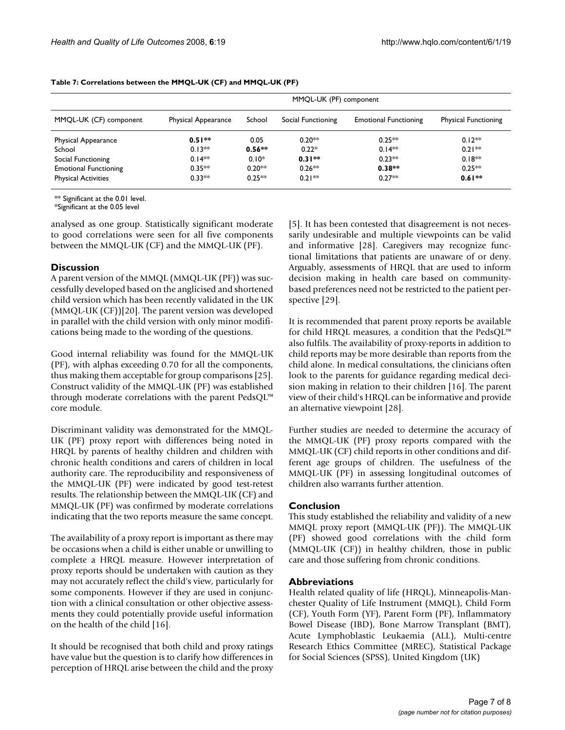**Table 7: Correlations between the MMQL-UK (CF) and MMQL-UK (PF)**

| | MMQL-UK (PF) component | | | | |
|---|---|---|---|---|---|
| MMQL-UK (CF) component | Physical Appearance | School | Social Functioning | Emotional Functioning | Physical Functioning |
| Physical Appearance | **0.51**\*\* | 0.05 | 0.20\*\* | 0.25\*\* | 0.12\*\* |
| School | 0.13\*\* | **0.56**\*\* | 0.22\* | 0.14\*\* | 0.21\*\* |
| Social Functioning | 0.14\*\* | 0.10\* | **0.31**\*\* | 0.23\*\* | 0.18\*\* |
| Emotional Functioning | 0.35\*\* | 0.20\*\* | 0.26\*\* | **0.38**\*\* | 0.25\*\* |
| Physical Activities | 0.33\*\* | 0.25\*\* | 0.21\*\* | 0.27\*\* | **0.61**\*\* |

** Significant at the 0.01 level.
*Significant at the 0.05 level

analysed as one group. Statistically significant moderate to good correlations were seen for all five components between the MMQL-UK (CF) and the MMQL-UK (PF).

## Discussion

A parent version of the MMQL (MMQL-UK (PF)) was successfully developed based on the anglicised and shortened child version which has been recently validated in the UK (MMQL-UK (CF))[20]. The parent version was developed in parallel with the child version with only minor modifications being made to the wording of the questions.

Good internal reliability was found for the MMQL-UK (PF), with alphas exceeding 0.70 for all the components, thus making them acceptable for group comparisons [25]. Construct validity of the MMQL-UK (PF) was established through moderate correlations with the parent PedsQL™ core module.

Discriminant validity was demonstrated for the MMQL-UK (PF) proxy report with differences being noted in HRQL by parents of healthy children and children with chronic health conditions and carers of children in local authority care. The reproducibility and responsiveness of the MMQL-UK (PF) were indicated by good test-retest results. The relationship between the MMQL-UK (CF) and MMQL-UK (PF) was confirmed by moderate correlations indicating that the two reports measure the same concept.

The availability of a proxy report is important as there may be occasions when a child is either unable or unwilling to complete a HRQL measure. However interpretation of proxy reports should be undertaken with caution as they may not accurately reflect the child's view, particularly for some components. However if they are used in conjunction with a clinical consultation or other objective assessments they could potentially provide useful information on the health of the child [16].

It should be recognised that both child and proxy ratings have value but the question is to clarify how differences in perception of HRQL arise between the child and the proxy [5]. It has been contested that disagreement is not necessarily undesirable and multiple viewpoints can be valid and informative [28]. Caregivers may recognize functional limitations that patients are unaware of or deny. Arguably, assessments of HRQL that are used to inform decision making in health care based on community-based preferences need not be restricted to the patient perspective [29].

It is recommended that parent proxy reports be available for child HRQL measures, a condition that the PedsQL™ also fulfils. The availability of proxy-reports in addition to child reports may be more desirable than reports from the child alone. In medical consultations, the clinicians often look to the parents for guidance regarding medical decision making in relation to their children [16]. The parent view of their child's HRQL can be informative and provide an alternative viewpoint [28].

Further studies are needed to determine the accuracy of the MMQL-UK (PF) proxy reports compared with the MMQL-UK (CF) child reports in other conditions and different age groups of children. The usefulness of the MMQL-UK (PF) in assessing longitudinal outcomes of children also warrants further attention.

## Conclusion

This study established the reliability and validity of a new MMQL proxy report (MMQL-UK (PF)). The MMQL-UK (PF) showed good correlations with the child form (MMQL-UK (CF)) in healthy children, those in public care and those suffering from chronic conditions.

## Abbreviations

Health related quality of life (HRQL), Minneapolis-Manchester Quality of Life Instrument (MMQL), Child Form (CF), Youth Form (YF), Parent Form (PF), Inflammatory Bowel Disease (IBD), Bone Marrow Transplant (BMT), Acute Lymphoblastic Leukaemia (ALL), Multi-centre Research Ethics Committee (MREC), Statistical Package for Social Sciences (SPSS), United Kingdom (UK)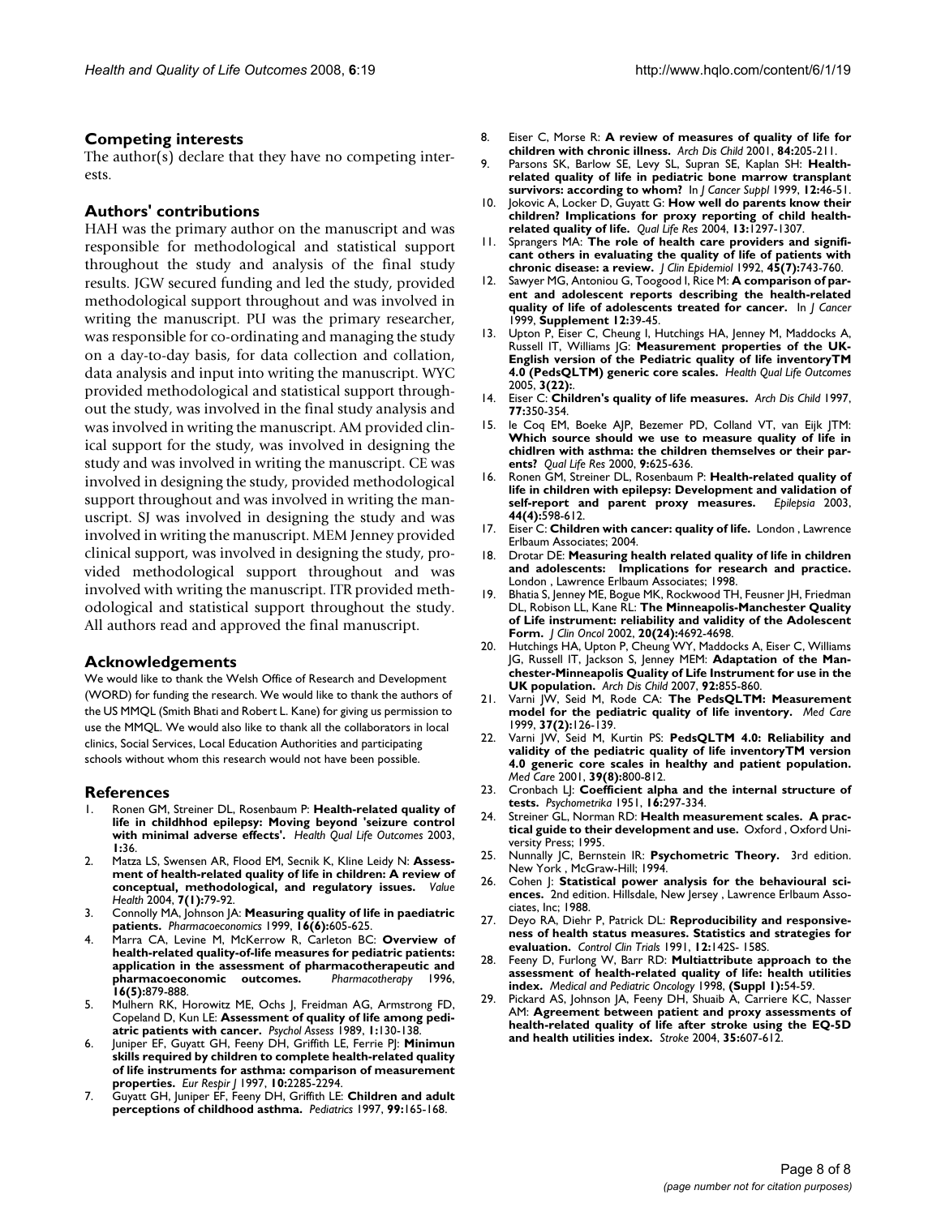## Competing interests

The author(s) declare that they have no competing interests.

## Authors' contributions

HAH was the primary author on the manuscript and was responsible for methodological and statistical support throughout the study and analysis of the final study results. JGW secured funding and led the study, provided methodological support throughout and was involved in writing the manuscript. PU was the primary researcher, was responsible for co-ordinating and managing the study on a day-to-day basis, for data collection and collation, data analysis and input into writing the manuscript. WYC provided methodological and statistical support throughout the study, was involved in the final study analysis and was involved in writing the manuscript. AM provided clinical support for the study, was involved in designing the study and was involved in writing the manuscript. CE was involved in designing the study, provided methodological support throughout and was involved in writing the manuscript. SJ was involved in designing the study and was involved in writing the manuscript. MEM Jenney provided clinical support, was involved in designing the study, provided methodological support throughout and was involved with writing the manuscript. ITR provided methodological and statistical support throughout the study. All authors read and approved the final manuscript.

## Acknowledgements

We would like to thank the Welsh Office of Research and Development (WORD) for funding the research. We would like to thank the authors of the US MMQL (Smith Bhati and Robert L. Kane) for giving us permission to use the MMQL. We would also like to thank all the collaborators in local clinics, Social Services, Local Education Authorities and participating schools without whom this research would not have been possible.

## References

1. Ronen GM, Streiner DL, Rosenbaum P: **Health-related quality of life in childhhod epilepsy: Moving beyond 'seizure control with minimal adverse effects'.** *Health Qual Life Outcomes* 2003, **1**:36.
2. Matza LS, Swensen AR, Flood EM, Secnik K, Kline Leidy N: **Assessment of health-related quality of life in children: A review of conceptual, methodological, and regulatory issues.** *Value Health* 2004, **7(1)**:79-92.
3. Connolly MA, Johnson JA: **Measuring quality of life in paediatric patients.** *Pharmacoeconomics* 1999, **16(6)**:605-625.
4. Marra CA, Levine M, McKerrow R, Carleton BC: **Overview of health-related quality-of-life measures for pediatric patients: application in the assessment of pharmacotherapeutic and pharmacoeconomic outcomes.** *Pharmacotherapy* 1996, **16(5)**:879-888.
5. Mulhern RK, Horowitz ME, Ochs J, Freidman AG, Armstrong FD, Copeland D, Kun LE: **Assessment of quality of life among pediatric patients with cancer.** *Psychol Assess* 1989, **1**:130-138.
6. Juniper EF, Guyatt GH, Feeny DH, Griffith LE, Ferrie PJ: **Minimun skills required by children to complete health-related quality of life instruments for asthma: comparison of measurement properties.** *Eur Respir J* 1997, **10**:2285-2294.
7. Guyatt GH, Juniper EF, Feeny DH, Griffith LE: **Children and adult perceptions of childhood asthma.** *Pediatrics* 1997, **99**:165-168.
8. Eiser C, Morse R: **A review of measures of quality of life for children with chronic illness.** *Arch Dis Child* 2001, **84**:205-211.
9. Parsons SK, Barlow SE, Levy SL, Supran SE, Kaplan SH: **Health-related quality of life in pediatric bone marrow transplant survivors: according to whom?** In *J Cancer Suppl* 1999, **12**:46-51.
10. Jokovic A, Locker D, Guyatt G: **How well do parents know their children? Implications for proxy reporting of child health-related quality of life.** *Qual Life Res* 2004, **13**:1297-1307.
11. Sprangers MA: **The role of health care providers and significant others in evaluating the quality of life of patients with chronic disease: a review.** *J Clin Epidemiol* 1992, **45(7)**:743-760.
12. Sawyer MG, Antoniou G, Toogood I, Rice M: **A comparison of parent and adolescent reports describing the health-related quality of life of adolescents treated for cancer.** In *J Cancer* 1999, **Supplement 12**:39-45.
13. Upton P, Eiser C, Cheung I, Hutchings HA, Jenney M, Maddocks A, Russell IT, Williams JG: **Measurement properties of the UK-English version of the Pediatric quality of life inventoryTM 4.0 (PedsQLTM) generic core scales.** *Health Qual Life Outcomes* 2005, **3(22)**:.
14. Eiser C: **Children's quality of life measures.** *Arch Dis Child* 1997, **77**:350-354.
15. le Coq EM, Boeke AJP, Bezemer PD, Colland VT, van Eijk JTM: **Which source should we use to measure quality of life in chidlren with asthma: the children themselves or their parents?** *Qual Life Res* 2000, **9**:625-636.
16. Ronen GM, Streiner DL, Rosenbaum P: **Health-related quality of life in children with epilepsy: Development and validation of self-report and parent proxy measures.** *Epilepsia* 2003, **44(4)**:598-612.
17. Eiser C: **Children with cancer: quality of life.** London , Lawrence Erlbaum Associates; 2004.
18. Drotar DE: **Measuring health related quality of life in children and adolescents: Implications for research and practice.** London , Lawrence Erlbaum Associates; 1998.
19. Bhatia S, Jenney ME, Bogue MK, Rockwood TH, Feusner JH, Friedman DL, Robison LL, Kane RL: **The Minneapolis-Manchester Quality of Life instrument: reliability and validity of the Adolescent Form.** *J Clin Oncol* 2002, **20(24)**:4692-4698.
20. Hutchings HA, Upton P, Cheung WY, Maddocks A, Eiser C, Williams JG, Russell IT, Jackson S, Jenney MEM: **Adaptation of the Manchester-Minneapolis Quality of Life Instrument for use in the UK population.** *Arch Dis Child* 2007, **92**:855-860.
21. Varni JW, Seid M, Rode CA: **The PedsQLTM: Measurement model for the pediatric quality of life inventory.** *Med Care* 1999, **37(2)**:126-139.
22. Varni JW, Seid M, Kurtin PS: **PedsQLTM 4.0: Reliability and validity of the pediatric quality of life inventoryTM version 4.0 generic core scales in healthy and patient population.** *Med Care* 2001, **39(8)**:800-812.
23. Cronbach LJ: **Coefficient alpha and the internal structure of tests.** *Psychometrika* 1951, **16**:297-334.
24. Streiner GL, Norman RD: **Health measurement scales. A practical guide to their development and use.** Oxford , Oxford University Press; 1995.
25. Nunnally JC, Bernstein IR: **Psychometric Theory.** 3rd edition. New York , McGraw-Hill; 1994.
26. Cohen J: **Statistical power analysis for the behavioural sciences.** 2nd edition. Hillsdale, New Jersey , Lawrence Erlbaum Associates, Inc; 1988.
27. Deyo RA, Diehr P, Patrick DL: **Reproducibility and responsiveness of health status measures. Statistics and strategies for evaluation.** *Control Clin Trials* 1991, **12**:142S- 158S.
28. Feeny D, Furlong W, Barr RD: **Multiattribute approach to the assessment of health-related quality of life: health utilities index.** *Medical and Pediatric Oncology* 1998, **(Suppl 1)**:54-59.
29. Pickard AS, Johnson JA, Feeny DH, Shuaib A, Carriere KC, Nasser AM: **Agreement between patient and proxy assessments of health-related quality of life after stroke using the EQ-5D and health utilities index.** *Stroke* 2004, **35**:607-612.